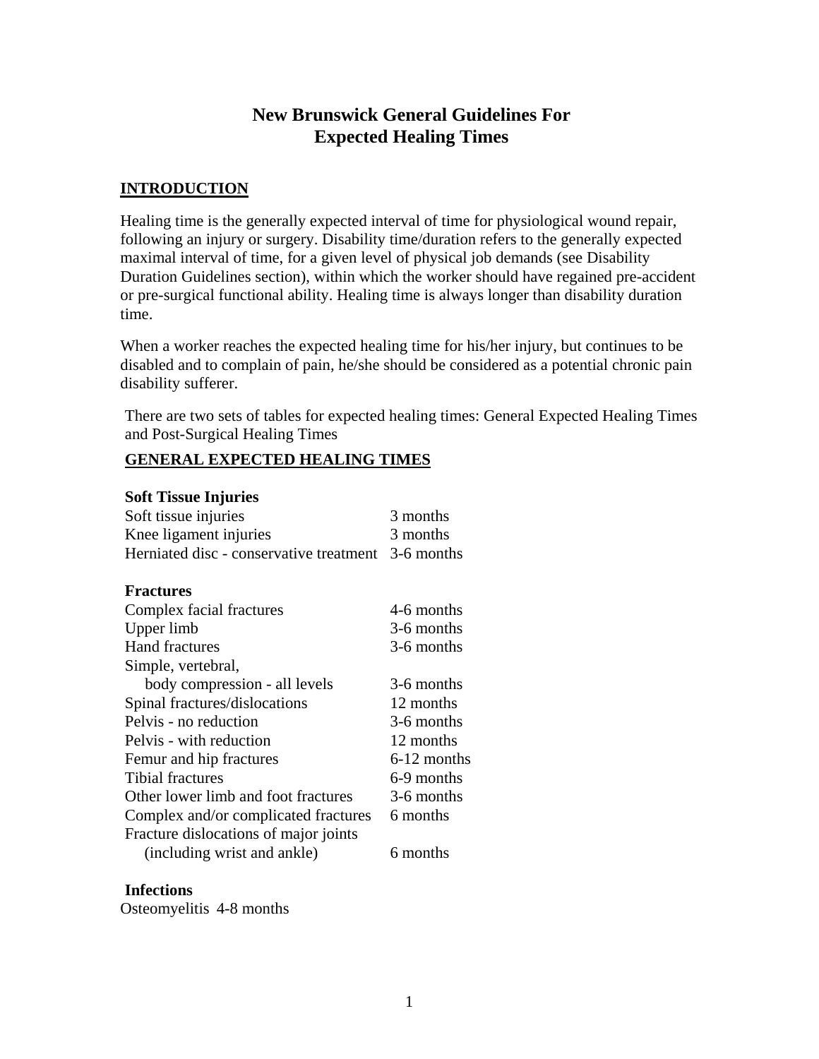# New Brunswick General Guidelines For Expected Healing Times

## INTRODUCTION

Healing time is the generally expected interval of time for physiological wound repair, following an injury or surgery. Disability time/duration refers to the generally expected maximal interval of time, for a given level of physical job demands (see Disability Duration Guidelines section), within which the worker should have regained pre-accident or pre-surgical functional ability. Healing time is always longer than disability duration time.

When a worker reaches the expected healing time for his/her injury, but continues to be disabled and to complain of pain, he/she should be considered as a potential chronic pain disability sufferer.

There are two sets of tables for expected healing times: General Expected Healing Times and Post-Surgical Healing Times

## GENERAL EXPECTED HEALING TIMES

### Soft Tissue Injuries

| | |
|---|---|
| Soft tissue injuries | 3 months |
| Knee ligament injuries | 3 months |
| Herniated disc - conservative treatment | 3-6 months |

### Fractures

| | |
|---|---|
| Complex facial fractures | 4-6 months |
| Upper limb | 3-6 months |
| Hand fractures | 3-6 months |
| Simple, vertebral, body compression - all levels | 3-6 months |
| Spinal fractures/dislocations | 12 months |
| Pelvis - no reduction | 3-6 months |
| Pelvis - with reduction | 12 months |
| Femur and hip fractures | 6-12 months |
| Tibial fractures | 6-9 months |
| Other lower limb and foot fractures | 3-6 months |
| Complex and/or complicated fractures | 6 months |
| Fracture dislocations of major joints (including wrist and ankle) | 6 months |

### Infections

Osteomyelitis 4-8 months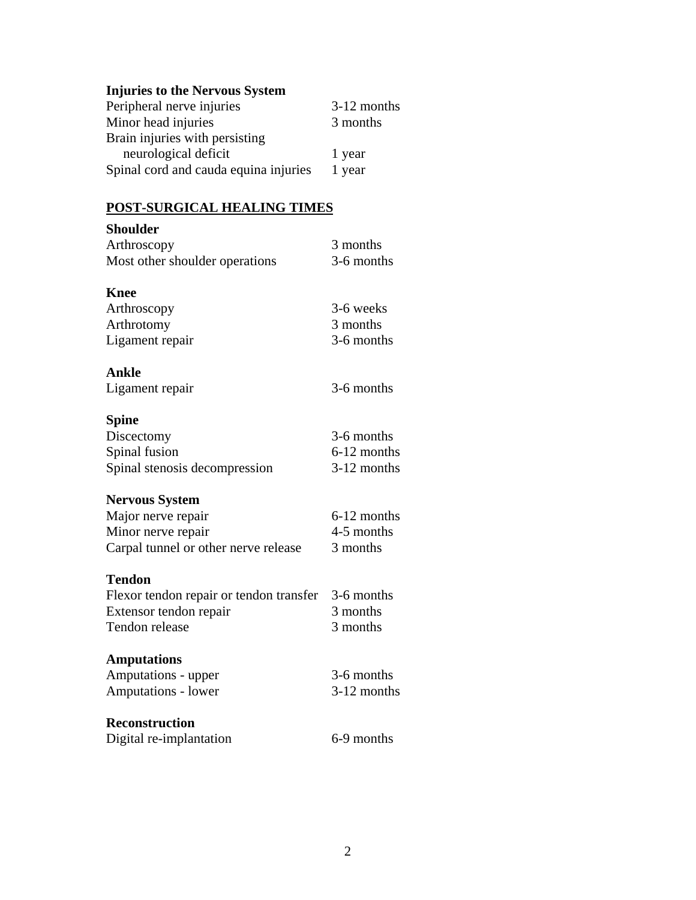**Injuries to the Nervous System**

| | |
|---|---|
| Peripheral nerve injuries | 3-12 months |
| Minor head injuries | 3 months |
| Brain injuries with persisting neurological deficit | 1 year |
| Spinal cord and cauda equina injuries | 1 year |

## POST-SURGICAL HEALING TIMES

**Shoulder**

| | |
|---|---|
| Arthroscopy | 3 months |
| Most other shoulder operations | 3-6 months |

**Knee**

| | |
|---|---|
| Arthroscopy | 3-6 weeks |
| Arthrotomy | 3 months |
| Ligament repair | 3-6 months |

**Ankle**

| | |
|---|---|
| Ligament repair | 3-6 months |

**Spine**

| | |
|---|---|
| Discectomy | 3-6 months |
| Spinal fusion | 6-12 months |
| Spinal stenosis decompression | 3-12 months |

**Nervous System**

| | |
|---|---|
| Major nerve repair | 6-12 months |
| Minor nerve repair | 4-5 months |
| Carpal tunnel or other nerve release | 3 months |

**Tendon**

| | |
|---|---|
| Flexor tendon repair or tendon transfer | 3-6 months |
| Extensor tendon repair | 3 months |
| Tendon release | 3 months |

**Amputations**

| | |
|---|---|
| Amputations - upper | 3-6 months |
| Amputations - lower | 3-12 months |

**Reconstruction**

| | |
|---|---|
| Digital re-implantation | 6-9 months |